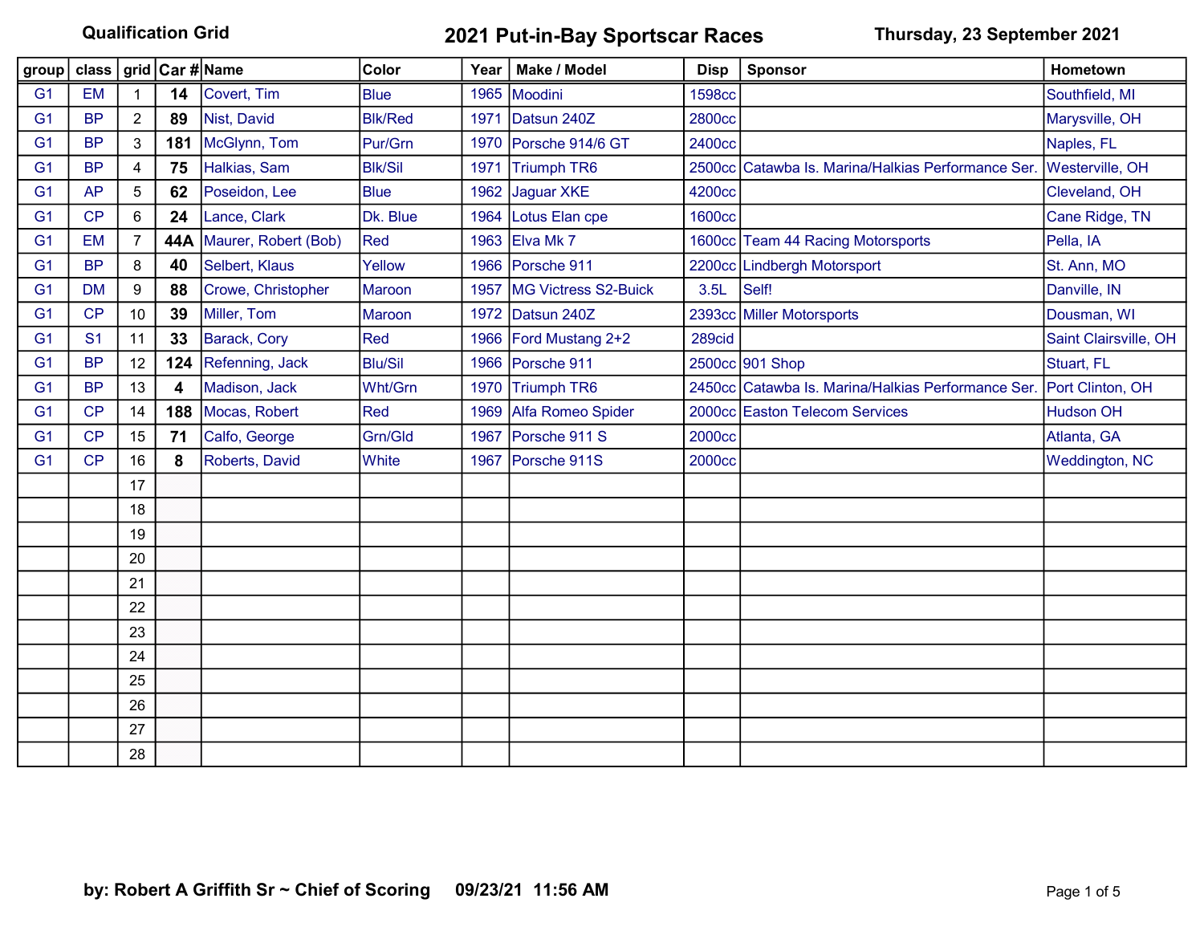Qualification Grid

# 2021 Put-in-Bay Sportscar Races

**Thursday, 23 September 2021**

| group | class | grid | Car # | Name | Color | Year | Make / Model | Disp | Sponsor | Hometown |
|---|---|---|---|---|---|---|---|---|---|---|
| G1 | EM | 1 | **14** | Covert, Tim | Blue | 1965 | Moodini | 1598cc | | Southfield, MI |
| G1 | BP | 2 | **89** | Nist, David | Blk/Red | 1971 | Datsun 240Z | 2800cc | | Marysville, OH |
| G1 | BP | 3 | **181** | McGlynn, Tom | Pur/Grn | 1970 | Porsche 914/6 GT | 2400cc | | Naples, FL |
| G1 | BP | 4 | **75** | Halkias, Sam | Blk/Sil | 1971 | Triumph TR6 | 2500cc | Catawba Is. Marina/Halkias Performance Ser. | Westerville, OH |
| G1 | AP | 5 | **62** | Poseidon, Lee | Blue | 1962 | Jaguar XKE | 4200cc | | Cleveland, OH |
| G1 | CP | 6 | **24** | Lance, Clark | Dk. Blue | 1964 | Lotus Elan cpe | 1600cc | | Cane Ridge, TN |
| G1 | EM | 7 | **44A** | Maurer, Robert (Bob) | Red | 1963 | Elva Mk 7 | 1600cc | Team 44 Racing Motorsports | Pella, IA |
| G1 | BP | 8 | **40** | Selbert, Klaus | Yellow | 1966 | Porsche 911 | 2200cc | Lindbergh Motorsport | St. Ann, MO |
| G1 | DM | 9 | **88** | Crowe, Christopher | Maroon | 1957 | MG Victress S2-Buick | 3.5L | Self! | Danville, IN |
| G1 | CP | 10 | **39** | Miller, Tom | Maroon | 1972 | Datsun 240Z | 2393cc | Miller Motorsports | Dousman, WI |
| G1 | S1 | 11 | **33** | Barack, Cory | Red | 1966 | Ford Mustang 2+2 | 289cid | | Saint Clairsville, OH |
| G1 | BP | 12 | **124** | Refenning, Jack | Blu/Sil | 1966 | Porsche 911 | 2500cc | 901 Shop | Stuart, FL |
| G1 | BP | 13 | **4** | Madison, Jack | Wht/Grn | 1970 | Triumph TR6 | 2450cc | Catawba Is. Marina/Halkias Performance Ser. | Port Clinton, OH |
| G1 | CP | 14 | **188** | Mocas, Robert | Red | 1969 | Alfa Romeo Spider | 2000cc | Easton Telecom Services | Hudson OH |
| G1 | CP | 15 | **71** | Calfo, George | Grn/Gld | 1967 | Porsche 911 S | 2000cc | | Atlanta, GA |
| G1 | CP | 16 | **8** | Roberts, David | White | 1967 | Porsche 911S | 2000cc | | Weddington, NC |
| | | 17 | | | | | | | | |
| | | 18 | | | | | | | | |
| | | 19 | | | | | | | | |
| | | 20 | | | | | | | | |
| | | 21 | | | | | | | | |
| | | 22 | | | | | | | | |
| | | 23 | | | | | | | | |
| | | 24 | | | | | | | | |
| | | 25 | | | | | | | | |
| | | 26 | | | | | | | | |
| | | 27 | | | | | | | | |
| | | 28 | | | | | | | | |

**by: Robert A Griffith Sr ~ Chief of Scoring 09/23/21 11:56 AM**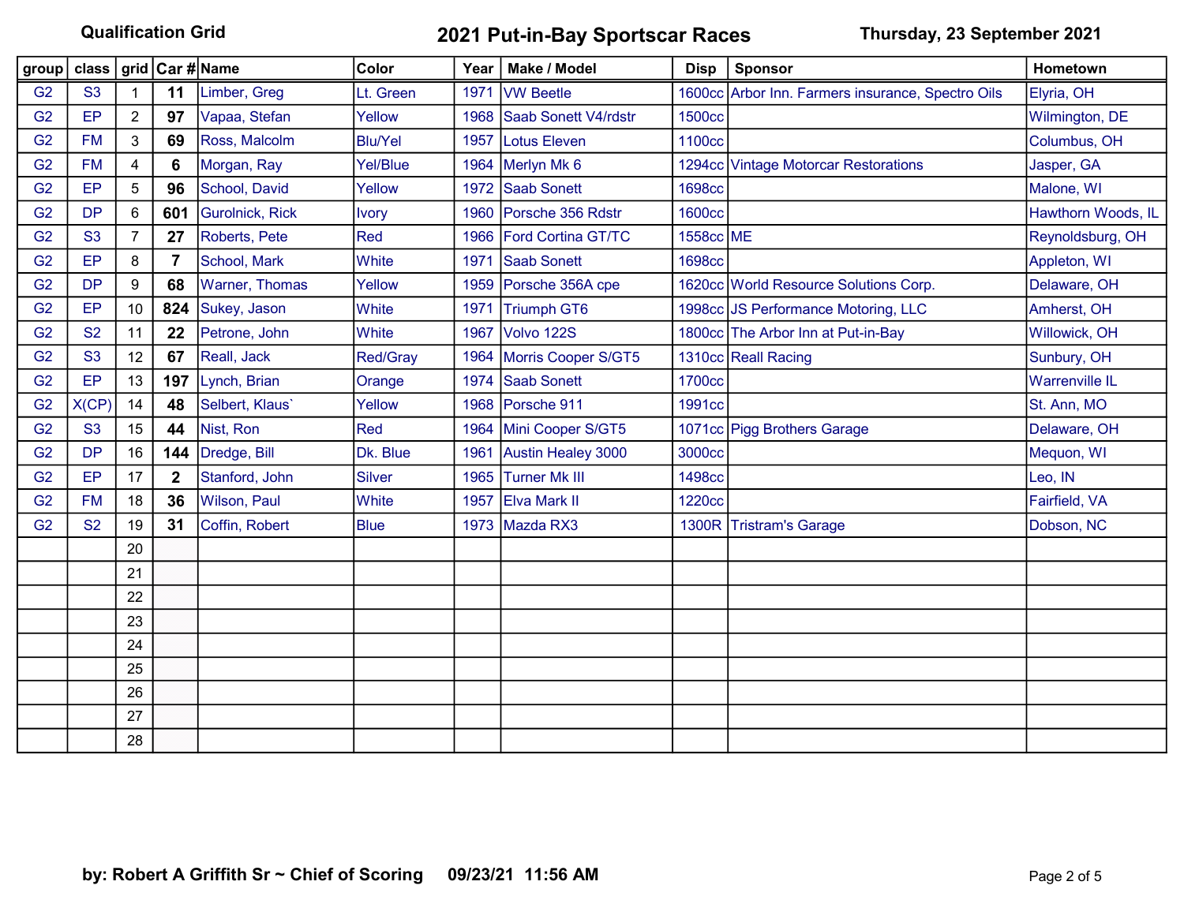**Qualification Grid**

# 2021 Put-in-Bay Sportscar Races

**Thursday, 23 September 2021**

| group | class | grid | Car # | Name | Color | Year | Make / Model | Disp | Sponsor | Hometown |
|---|---|---|---|---|---|---|---|---|---|---|
| G2 | S3 | 1 | **11** | Limber, Greg | Lt. Green | 1971 | VW Beetle | 1600cc | Arbor Inn. Farmers insurance, Spectro Oils | Elyria, OH |
| G2 | EP | 2 | **97** | Vapaa, Stefan | Yellow | 1968 | Saab Sonett V4/rdstr | 1500cc | | Wilmington, DE |
| G2 | FM | 3 | **69** | Ross, Malcolm | Blu/Yel | 1957 | Lotus Eleven | 1100cc | | Columbus, OH |
| G2 | FM | 4 | **6** | Morgan, Ray | Yel/Blue | 1964 | Merlyn Mk 6 | 1294cc | Vintage Motorcar Restorations | Jasper, GA |
| G2 | EP | 5 | **96** | School, David | Yellow | 1972 | Saab Sonett | 1698cc | | Malone, WI |
| G2 | DP | 6 | **601** | Gurolnick, Rick | Ivory | 1960 | Porsche 356 Rdstr | 1600cc | | Hawthorn Woods, IL |
| G2 | S3 | 7 | **27** | Roberts, Pete | Red | 1966 | Ford Cortina GT/TC | 1558cc | ME | Reynoldsburg, OH |
| G2 | EP | 8 | **7** | School, Mark | White | 1971 | Saab Sonett | 1698cc | | Appleton, WI |
| G2 | DP | 9 | **68** | Warner, Thomas | Yellow | 1959 | Porsche 356A cpe | 1620cc | World Resource Solutions Corp. | Delaware, OH |
| G2 | EP | 10 | **824** | Sukey, Jason | White | 1971 | Triumph GT6 | 1998cc | JS Performance Motoring, LLC | Amherst, OH |
| G2 | S2 | 11 | **22** | Petrone, John | White | 1967 | Volvo 122S | 1800cc | The Arbor Inn at Put-in-Bay | Willowick, OH |
| G2 | S3 | 12 | **67** | Reall, Jack | Red/Gray | 1964 | Morris Cooper S/GT5 | 1310cc | Reall Racing | Sunbury, OH |
| G2 | EP | 13 | **197** | Lynch, Brian | Orange | 1974 | Saab Sonett | 1700cc | | Warrenville IL |
| G2 | X(CP) | 14 | **48** | Selbert, Klaus` | Yellow | 1968 | Porsche 911 | 1991cc | | St. Ann, MO |
| G2 | S3 | 15 | **44** | Nist, Ron | Red | 1964 | Mini Cooper S/GT5 | 1071cc | Pigg Brothers Garage | Delaware, OH |
| G2 | DP | 16 | **144** | Dredge, Bill | Dk. Blue | 1961 | Austin Healey 3000 | 3000cc | | Mequon, WI |
| G2 | EP | 17 | **2** | Stanford, John | Silver | 1965 | Turner Mk III | 1498cc | | Leo, IN |
| G2 | FM | 18 | **36** | Wilson, Paul | White | 1957 | Elva Mark II | 1220cc | | Fairfield, VA |
| G2 | S2 | 19 | **31** | Coffin, Robert | Blue | 1973 | Mazda RX3 | 1300R | Tristram's Garage | Dobson, NC |
| | | 20 | | | | | | | | |
| | | 21 | | | | | | | | |
| | | 22 | | | | | | | | |
| | | 23 | | | | | | | | |
| | | 24 | | | | | | | | |
| | | 25 | | | | | | | | |
| | | 26 | | | | | | | | |
| | | 27 | | | | | | | | |
| | | 28 | | | | | | | | |

**by: Robert A Griffith Sr ~ Chief of Scoring 09/23/21 11:56 AM**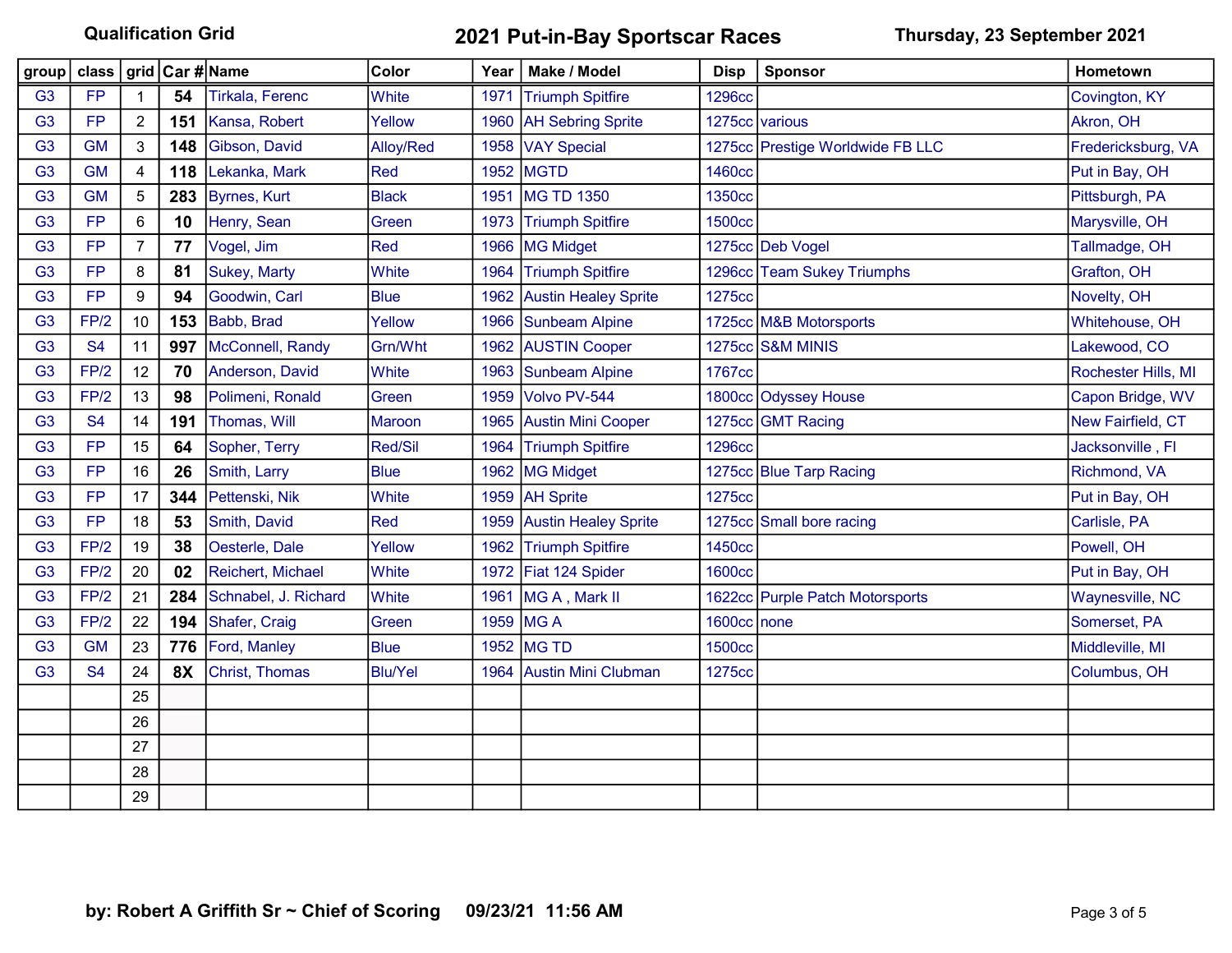Qualification Grid

# 2021 Put-in-Bay Sportscar Races

Thursday, 23 September 2021

| group | class | grid | Car # | Name | Color | Year | Make / Model | Disp | Sponsor | Hometown |
|---|---|---|---|---|---|---|---|---|---|---|
| G3 | FP | 1 | **54** | Tirkala, Ferenc | White | 1971 | Triumph Spitfire | 1296cc | | Covington, KY |
| G3 | FP | 2 | **151** | Kansa, Robert | Yellow | 1960 | AH Sebring Sprite | 1275cc | various | Akron, OH |
| G3 | GM | 3 | **148** | Gibson, David | Alloy/Red | 1958 | VAY Special | 1275cc | Prestige Worldwide FB LLC | Fredericksburg, VA |
| G3 | GM | 4 | **118** | Lekanka, Mark | Red | 1952 | MGTD | 1460cc | | Put in Bay, OH |
| G3 | GM | 5 | **283** | Byrnes, Kurt | Black | 1951 | MG TD 1350 | 1350cc | | Pittsburgh, PA |
| G3 | FP | 6 | **10** | Henry, Sean | Green | 1973 | Triumph Spitfire | 1500cc | | Marysville, OH |
| G3 | FP | 7 | **77** | Vogel, Jim | Red | 1966 | MG Midget | 1275cc | Deb Vogel | Tallmadge, OH |
| G3 | FP | 8 | **81** | Sukey, Marty | White | 1964 | Triumph Spitfire | 1296cc | Team Sukey Triumphs | Grafton, OH |
| G3 | FP | 9 | **94** | Goodwin, Carl | Blue | 1962 | Austin Healey Sprite | 1275cc | | Novelty, OH |
| G3 | FP/2 | 10 | **153** | Babb, Brad | Yellow | 1966 | Sunbeam Alpine | 1725cc | M&B Motorsports | Whitehouse, OH |
| G3 | S4 | 11 | **997** | McConnell, Randy | Grn/Wht | 1962 | AUSTIN Cooper | 1275cc | S&M MINIS | Lakewood, CO |
| G3 | FP/2 | 12 | **70** | Anderson, David | White | 1963 | Sunbeam Alpine | 1767cc | | Rochester Hills, MI |
| G3 | FP/2 | 13 | **98** | Polimeni, Ronald | Green | 1959 | Volvo PV-544 | 1800cc | Odyssey House | Capon Bridge, WV |
| G3 | S4 | 14 | **191** | Thomas, Will | Maroon | 1965 | Austin Mini Cooper | 1275cc | GMT Racing | New Fairfield, CT |
| G3 | FP | 15 | **64** | Sopher, Terry | Red/Sil | 1964 | Triumph Spitfire | 1296cc | | Jacksonville , Fl |
| G3 | FP | 16 | **26** | Smith, Larry | Blue | 1962 | MG Midget | 1275cc | Blue Tarp Racing | Richmond, VA |
| G3 | FP | 17 | **344** | Pettenski, Nik | White | 1959 | AH Sprite | 1275cc | | Put in Bay, OH |
| G3 | FP | 18 | **53** | Smith, David | Red | 1959 | Austin Healey Sprite | 1275cc | Small bore racing | Carlisle, PA |
| G3 | FP/2 | 19 | **38** | Oesterle, Dale | Yellow | 1962 | Triumph Spitfire | 1450cc | | Powell, OH |
| G3 | FP/2 | 20 | **02** | Reichert, Michael | White | 1972 | Fiat 124 Spider | 1600cc | | Put in Bay, OH |
| G3 | FP/2 | 21 | **284** | Schnabel, J. Richard | White | 1961 | MG A , Mark II | 1622cc | Purple Patch Motorsports | Waynesville, NC |
| G3 | FP/2 | 22 | **194** | Shafer, Craig | Green | 1959 | MG A | 1600cc | none | Somerset, PA |
| G3 | GM | 23 | **776** | Ford, Manley | Blue | 1952 | MG TD | 1500cc | | Middleville, MI |
| G3 | S4 | 24 | **8X** | Christ, Thomas | Blu/Yel | 1964 | Austin Mini Clubman | 1275cc | | Columbus, OH |
| | | 25 | | | | | | | | |
| | | 26 | | | | | | | | |
| | | 27 | | | | | | | | |
| | | 28 | | | | | | | | |
| | | 29 | | | | | | | | |

**by: Robert A Griffith Sr ~ Chief of Scoring 09/23/21 11:56 AM**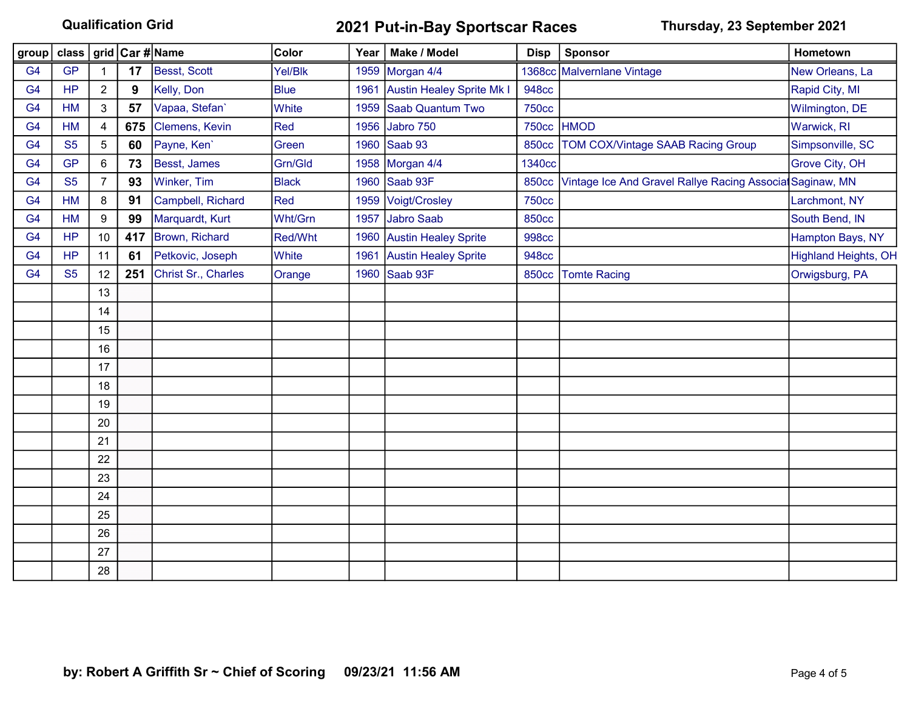**Qualification Grid**

# 2021 Put-in-Bay Sportscar Races

**Thursday, 23 September 2021**

| group | class | grid | Car # | Name | Color | Year | Make / Model | Disp | Sponsor | Hometown |
|---|---|---|---|---|---|---|---|---|---|---|
| G4 | GP | 1 | **17** | Besst, Scott | Yel/Blk | 1959 | Morgan 4/4 | 1368cc | Malvernlane Vintage | New Orleans, La |
| G4 | HP | 2 | **9** | Kelly, Don | Blue | 1961 | Austin Healey Sprite Mk I | 948cc | | Rapid City, MI |
| G4 | HM | 3 | **57** | Vapaa, Stefan` | White | 1959 | Saab Quantum Two | 750cc | | Wilmington, DE |
| G4 | HM | 4 | **675** | Clemens, Kevin | Red | 1956 | Jabro 750 | 750cc | HMOD | Warwick, RI |
| G4 | S5 | 5 | **60** | Payne, Ken` | Green | 1960 | Saab 93 | 850cc | TOM COX/Vintage SAAB Racing Group | Simpsonville, SC |
| G4 | GP | 6 | **73** | Besst, James | Grn/Gld | 1958 | Morgan 4/4 | 1340cc | | Grove City, OH |
| G4 | S5 | 7 | **93** | Winker, Tim | Black | 1960 | Saab 93F | 850cc | Vintage Ice And Gravel Rallye Racing Associat | Saginaw, MN |
| G4 | HM | 8 | **91** | Campbell, Richard | Red | 1959 | Voigt/Crosley | 750cc | | Larchmont, NY |
| G4 | HM | 9 | **99** | Marquardt, Kurt | Wht/Grn | 1957 | Jabro Saab | 850cc | | South Bend, IN |
| G4 | HP | 10 | **417** | Brown, Richard | Red/Wht | 1960 | Austin Healey Sprite | 998cc | | Hampton Bays, NY |
| G4 | HP | 11 | **61** | Petkovic, Joseph | White | 1961 | Austin Healey Sprite | 948cc | | Highland Heights, OH |
| G4 | S5 | 12 | **251** | Christ Sr., Charles | Orange | 1960 | Saab 93F | 850cc | Tomte Racing | Orwigsburg, PA |
| | | 13 | | | | | | | | |
| | | 14 | | | | | | | | |
| | | 15 | | | | | | | | |
| | | 16 | | | | | | | | |
| | | 17 | | | | | | | | |
| | | 18 | | | | | | | | |
| | | 19 | | | | | | | | |
| | | 20 | | | | | | | | |
| | | 21 | | | | | | | | |
| | | 22 | | | | | | | | |
| | | 23 | | | | | | | | |
| | | 24 | | | | | | | | |
| | | 25 | | | | | | | | |
| | | 26 | | | | | | | | |
| | | 27 | | | | | | | | |
| | | 28 | | | | | | | | |

**by: Robert A Griffith Sr ~ Chief of Scoring 09/23/21 11:56 AM**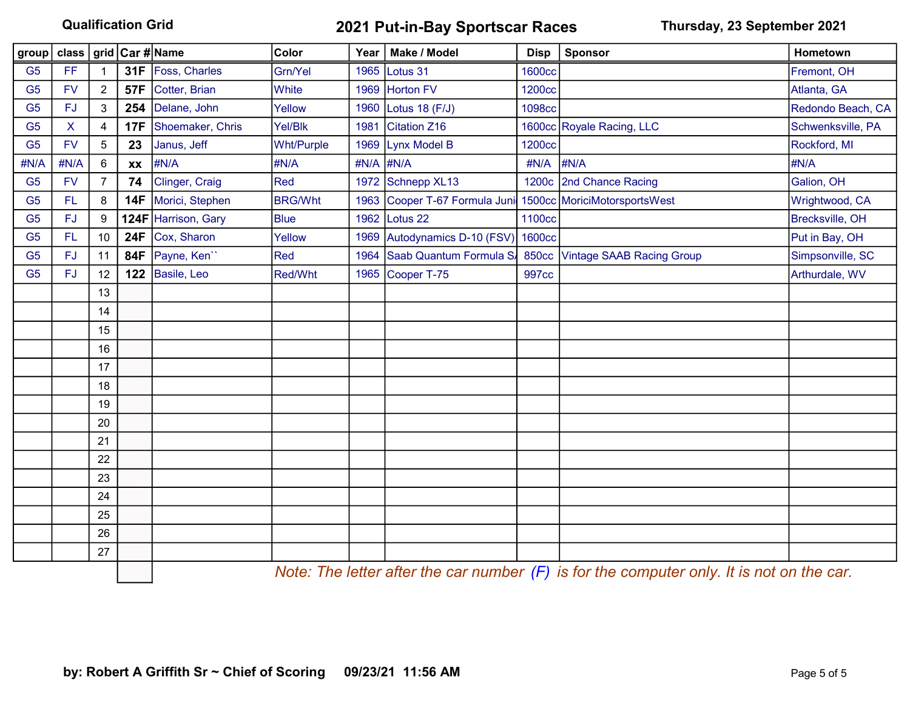**Qualification Grid**

# 2021 Put-in-Bay Sportscar Races

**Thursday, 23 September 2021**

| group | class | grid | Car # | Name | Color | Year | Make / Model | Disp | Sponsor | Hometown |
|---|---|---|---|---|---|---|---|---|---|---|
| G5 | FF | 1 | **31F** | Foss, Charles | Grn/Yel | 1965 | Lotus 31 | 1600cc | | Fremont, OH |
| G5 | FV | 2 | **57F** | Cotter, Brian | White | 1969 | Horton FV | 1200cc | | Atlanta, GA |
| G5 | FJ | 3 | **254** | Delane, John | Yellow | 1960 | Lotus 18 (F/J) | 1098cc | | Redondo Beach, CA |
| G5 | X | 4 | **17F** | Shoemaker, Chris | Yel/Blk | 1981 | Citation Z16 | 1600cc | Royale Racing, LLC | Schwenksville, PA |
| G5 | FV | 5 | **23** | Janus, Jeff | Wht/Purple | 1969 | Lynx Model B | 1200cc | | Rockford, MI |
| #N/A | #N/A | 6 | **xx** | #N/A | #N/A | #N/A | #N/A | #N/A | #N/A | #N/A |
| G5 | FV | 7 | **74** | Clinger, Craig | Red | 1972 | Schnepp XL13 | 1200c | 2nd Chance Racing | Galion, OH |
| G5 | FL | 8 | **14F** | Morici, Stephen | BRG/Wht | 1963 | Cooper T-67 Formula Juni | 1500cc | MoriciMotorsportsWest | Wrightwood, CA |
| G5 | FJ | 9 | **124F** | Harrison, Gary | Blue | 1962 | Lotus 22 | 1100cc | | Brecksville, OH |
| G5 | FL | 10 | **24F** | Cox, Sharon | Yellow | 1969 | Autodynamics D-10 (FSV) | 1600cc | | Put in Bay, OH |
| G5 | FJ | 11 | **84F** | Payne, Ken`` | Red | 1964 | Saab Quantum Formula S/ | 850cc | Vintage SAAB Racing Group | Simpsonville, SC |
| G5 | FJ | 12 | **122** | Basile, Leo | Red/Wht | 1965 | Cooper T-75 | 997cc | | Arthurdale, WV |
| | | 13 | | | | | | | | |
| | | 14 | | | | | | | | |
| | | 15 | | | | | | | | |
| | | 16 | | | | | | | | |
| | | 17 | | | | | | | | |
| | | 18 | | | | | | | | |
| | | 19 | | | | | | | | |
| | | 20 | | | | | | | | |
| | | 21 | | | | | | | | |
| | | 22 | | | | | | | | |
| | | 23 | | | | | | | | |
| | | 24 | | | | | | | | |
| | | 25 | | | | | | | | |
| | | 26 | | | | | | | | |
| | | 27 | | | | | | | | |

*Note: The letter after the car number (F) is for the computer only. It is not on the car.*

**by: Robert A Griffith Sr ~ Chief of Scoring 09/23/21 11:56 AM**